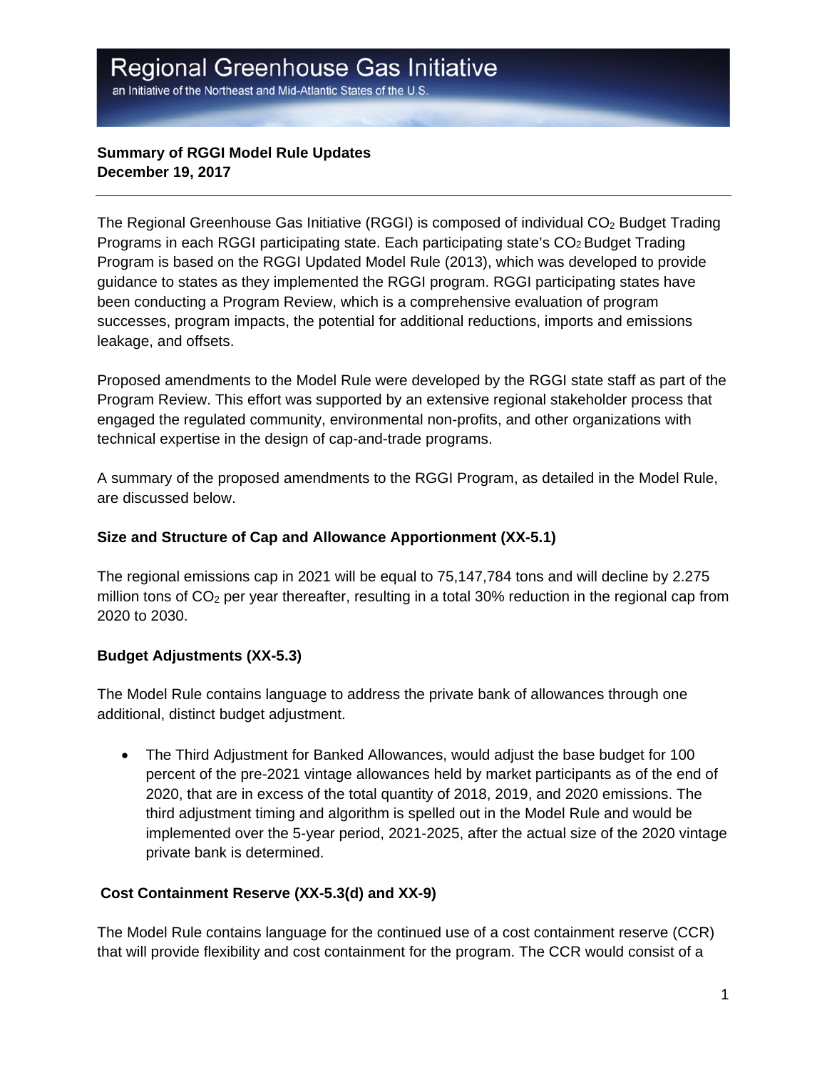# Regional Greenhouse Gas Initiative

an Initiative of the Northeast and Mid-Atlantic States of the U.S.

**Summary of RGGI Model Rule Updates**
**December 19, 2017**

---

The Regional Greenhouse Gas Initiative (RGGI) is composed of individual $CO_2$ Budget Trading Programs in each RGGI participating state. Each participating state's $CO_2$ Budget Trading Program is based on the RGGI Updated Model Rule (2013), which was developed to provide guidance to states as they implemented the RGGI program. RGGI participating states have been conducting a Program Review, which is a comprehensive evaluation of program successes, program impacts, the potential for additional reductions, imports and emissions leakage, and offsets.

Proposed amendments to the Model Rule were developed by the RGGI state staff as part of the Program Review. This effort was supported by an extensive regional stakeholder process that engaged the regulated community, environmental non-profits, and other organizations with technical expertise in the design of cap-and-trade programs.

A summary of the proposed amendments to the RGGI Program, as detailed in the Model Rule, are discussed below.

**Size and Structure of Cap and Allowance Apportionment (XX-5.1)**

The regional emissions cap in 2021 will be equal to 75,147,784 tons and will decline by 2.275 million tons of $CO_2$ per year thereafter, resulting in a total 30% reduction in the regional cap from 2020 to 2030.

**Budget Adjustments (XX-5.3)**

The Model Rule contains language to address the private bank of allowances through one additional, distinct budget adjustment.

- The Third Adjustment for Banked Allowances, would adjust the base budget for 100 percent of the pre-2021 vintage allowances held by market participants as of the end of 2020, that are in excess of the total quantity of 2018, 2019, and 2020 emissions. The third adjustment timing and algorithm is spelled out in the Model Rule and would be implemented over the 5-year period, 2021-2025, after the actual size of the 2020 vintage private bank is determined.

**Cost Containment Reserve (XX-5.3(d) and XX-9)**

The Model Rule contains language for the continued use of a cost containment reserve (CCR) that will provide flexibility and cost containment for the program. The CCR would consist of a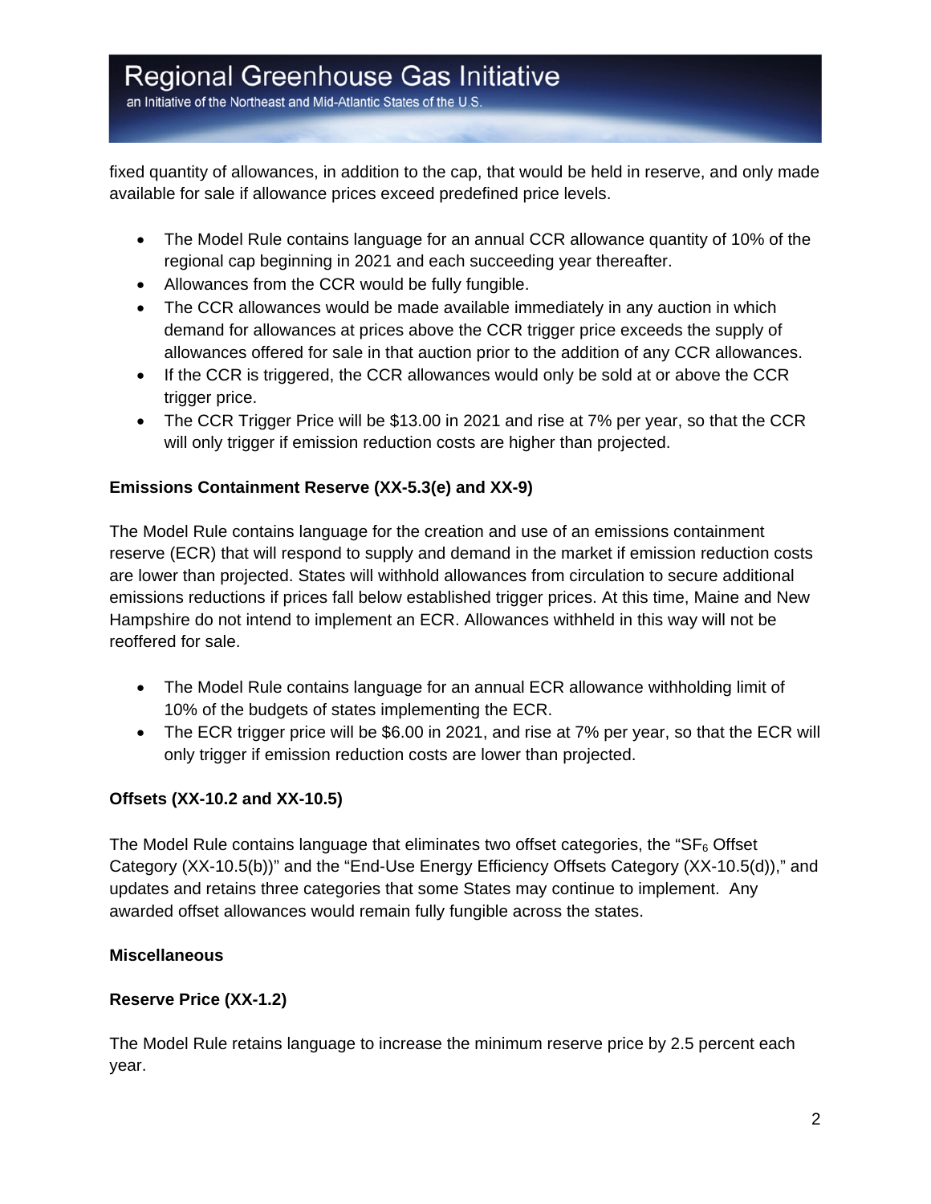fixed quantity of allowances, in addition to the cap, that would be held in reserve, and only made available for sale if allowance prices exceed predefined price levels.

- The Model Rule contains language for an annual CCR allowance quantity of 10% of the regional cap beginning in 2021 and each succeeding year thereafter.
- Allowances from the CCR would be fully fungible.
- The CCR allowances would be made available immediately in any auction in which demand for allowances at prices above the CCR trigger price exceeds the supply of allowances offered for sale in that auction prior to the addition of any CCR allowances.
- If the CCR is triggered, the CCR allowances would only be sold at or above the CCR trigger price.
- The CCR Trigger Price will be $13.00 in 2021 and rise at 7% per year, so that the CCR will only trigger if emission reduction costs are higher than projected.

**Emissions Containment Reserve (XX-5.3(e) and XX-9)**

The Model Rule contains language for the creation and use of an emissions containment reserve (ECR) that will respond to supply and demand in the market if emission reduction costs are lower than projected. States will withhold allowances from circulation to secure additional emissions reductions if prices fall below established trigger prices. At this time, Maine and New Hampshire do not intend to implement an ECR. Allowances withheld in this way will not be reoffered for sale.

- The Model Rule contains language for an annual ECR allowance withholding limit of 10% of the budgets of states implementing the ECR.
- The ECR trigger price will be $6.00 in 2021, and rise at 7% per year, so that the ECR will only trigger if emission reduction costs are lower than projected.

**Offsets (XX-10.2 and XX-10.5)**

The Model Rule contains language that eliminates two offset categories, the "$SF_6$ Offset Category (XX-10.5(b))" and the "End-Use Energy Efficiency Offsets Category (XX-10.5(d))," and updates and retains three categories that some States may continue to implement. Any awarded offset allowances would remain fully fungible across the states.

**Miscellaneous**

**Reserve Price (XX-1.2)**

The Model Rule retains language to increase the minimum reserve price by 2.5 percent each year.